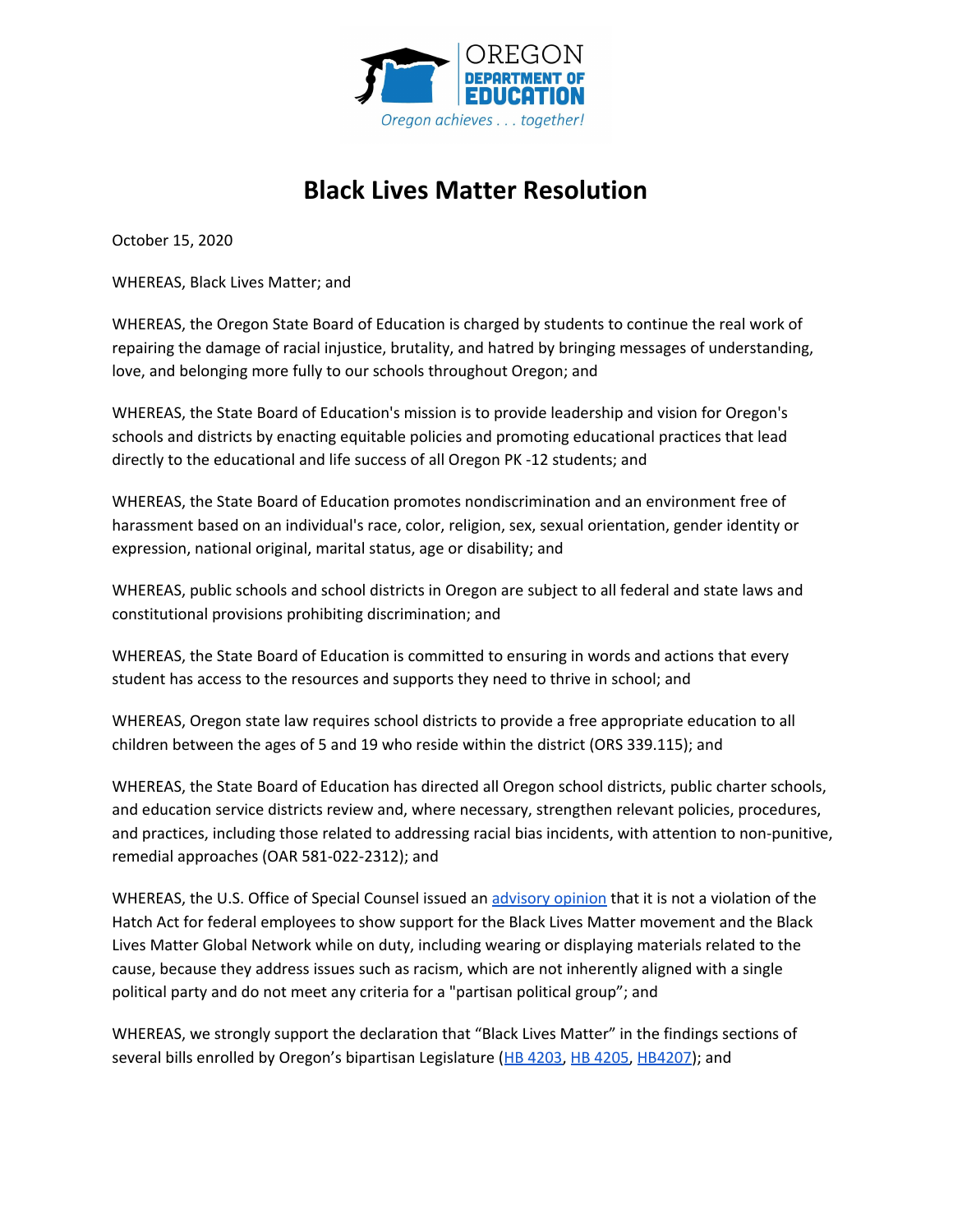# Black Lives Matter Resolution

October 15, 2020

WHEREAS, Black Lives Matter; and

WHEREAS, the Oregon State Board of Education is charged by students to continue the real work of repairing the damage of racial injustice, brutality, and hatred by bringing messages of understanding, love, and belonging more fully to our schools throughout Oregon; and

WHEREAS, the State Board of Education's mission is to provide leadership and vision for Oregon's schools and districts by enacting equitable policies and promoting educational practices that lead directly to the educational and life success of all Oregon PK -12 students; and

WHEREAS, the State Board of Education promotes nondiscrimination and an environment free of harassment based on an individual's race, color, religion, sex, sexual orientation, gender identity or expression, national original, marital status, age or disability; and

WHEREAS, public schools and school districts in Oregon are subject to all federal and state laws and constitutional provisions prohibiting discrimination; and

WHEREAS, the State Board of Education is committed to ensuring in words and actions that every student has access to the resources and supports they need to thrive in school; and

WHEREAS, Oregon state law requires school districts to provide a free appropriate education to all children between the ages of 5 and 19 who reside within the district (ORS 339.115); and

WHEREAS, the State Board of Education has directed all Oregon school districts, public charter schools, and education service districts review and, where necessary, strengthen relevant policies, procedures, and practices, including those related to addressing racial bias incidents, with attention to non-punitive, remedial approaches (OAR 581-022-2312); and

WHEREAS, the U.S. Office of Special Counsel issued an advisory opinion that it is not a violation of the Hatch Act for federal employees to show support for the Black Lives Matter movement and the Black Lives Matter Global Network while on duty, including wearing or displaying materials related to the cause, because they address issues such as racism, which are not inherently aligned with a single political party and do not meet any criteria for a "partisan political group"; and

WHEREAS, we strongly support the declaration that "Black Lives Matter" in the findings sections of several bills enrolled by Oregon's bipartisan Legislature (HB 4203, HB 4205, HB4207); and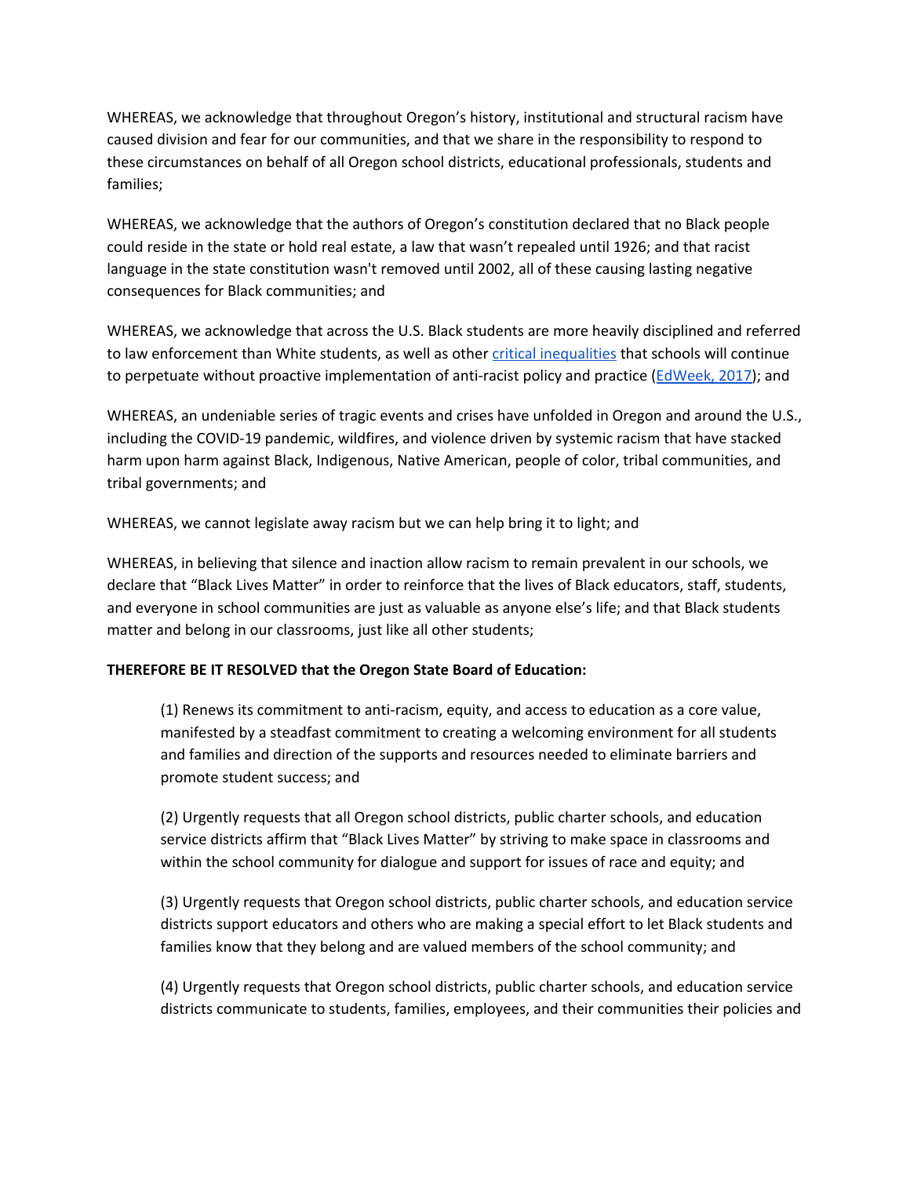WHEREAS, we acknowledge that throughout Oregon's history, institutional and structural racism have caused division and fear for our communities, and that we share in the responsibility to respond to these circumstances on behalf of all Oregon school districts, educational professionals, students and families;

WHEREAS, we acknowledge that the authors of Oregon's constitution declared that no Black people could reside in the state or hold real estate, a law that wasn't repealed until 1926; and that racist language in the state constitution wasn't removed until 2002, all of these causing lasting negative consequences for Black communities; and

WHEREAS, we acknowledge that across the U.S. Black students are more heavily disciplined and referred to law enforcement than White students, as well as other critical inequalities that schools will continue to perpetuate without proactive implementation of anti-racist policy and practice (EdWeek, 2017); and

WHEREAS, an undeniable series of tragic events and crises have unfolded in Oregon and around the U.S., including the COVID-19 pandemic, wildfires, and violence driven by systemic racism that have stacked harm upon harm against Black, Indigenous, Native American, people of color, tribal communities, and tribal governments; and

WHEREAS, we cannot legislate away racism but we can help bring it to light; and

WHEREAS, in believing that silence and inaction allow racism to remain prevalent in our schools, we declare that "Black Lives Matter" in order to reinforce that the lives of Black educators, staff, students, and everyone in school communities are just as valuable as anyone else's life; and that Black students matter and belong in our classrooms, just like all other students;

**THEREFORE BE IT RESOLVED that the Oregon State Board of Education:**

> (1) Renews its commitment to anti-racism, equity, and access to education as a core value, manifested by a steadfast commitment to creating a welcoming environment for all students and families and direction of the supports and resources needed to eliminate barriers and promote student success; and
>
> (2) Urgently requests that all Oregon school districts, public charter schools, and education service districts affirm that "Black Lives Matter" by striving to make space in classrooms and within the school community for dialogue and support for issues of race and equity; and
>
> (3) Urgently requests that Oregon school districts, public charter schools, and education service districts support educators and others who are making a special effort to let Black students and families know that they belong and are valued members of the school community; and
>
> (4) Urgently requests that Oregon school districts, public charter schools, and education service districts communicate to students, families, employees, and their communities their policies and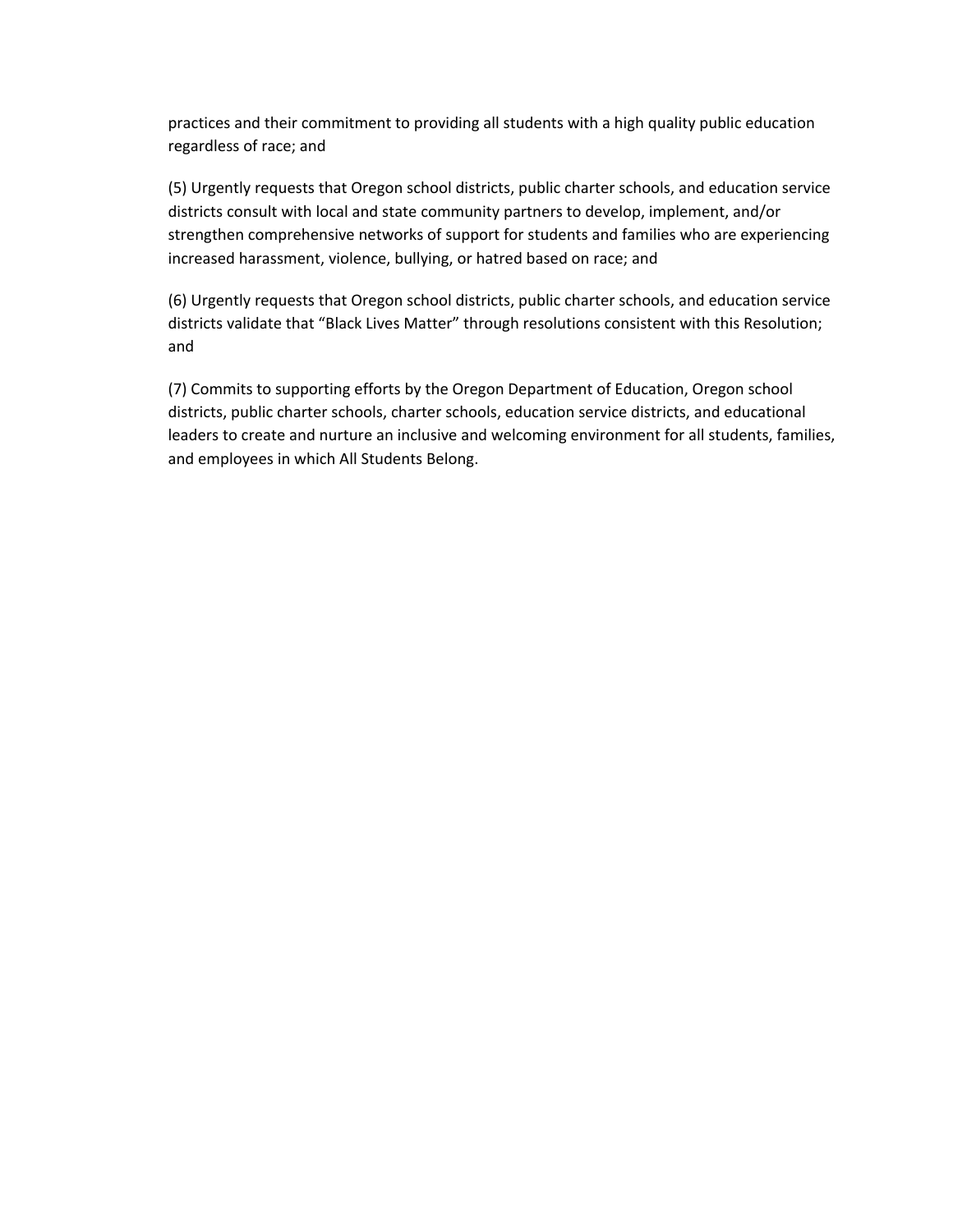practices and their commitment to providing all students with a high quality public education regardless of race; and

(5) Urgently requests that Oregon school districts, public charter schools, and education service districts consult with local and state community partners to develop, implement, and/or strengthen comprehensive networks of support for students and families who are experiencing increased harassment, violence, bullying, or hatred based on race; and

(6) Urgently requests that Oregon school districts, public charter schools, and education service districts validate that “Black Lives Matter” through resolutions consistent with this Resolution; and

(7) Commits to supporting efforts by the Oregon Department of Education, Oregon school districts, public charter schools, charter schools, education service districts, and educational leaders to create and nurture an inclusive and welcoming environment for all students, families, and employees in which All Students Belong.